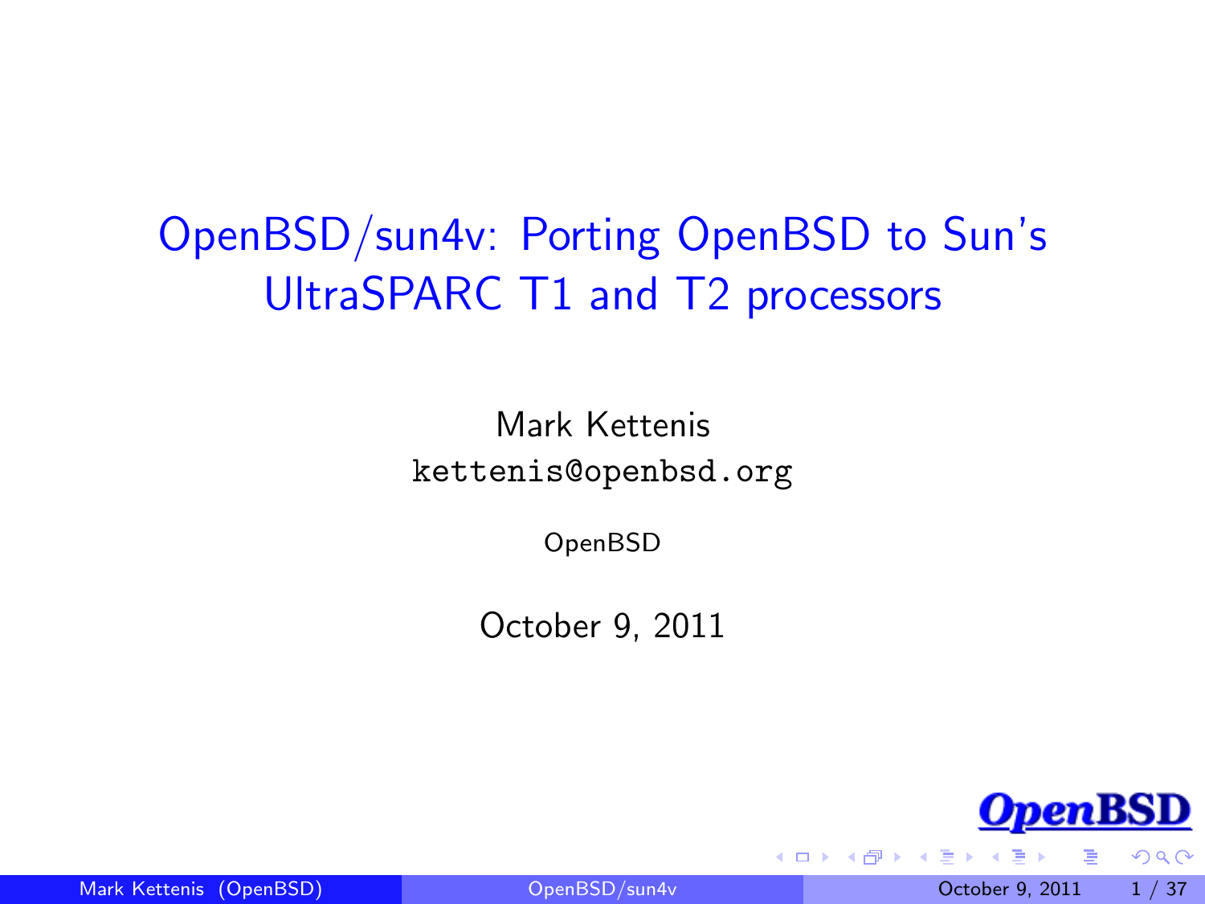# OpenBSD/sun4v: Porting OpenBSD to Sun's UltraSPARC T1 and T2 processors

Mark Kettenis

`kettenis@openbsd.org`

OpenBSD

October 9, 2011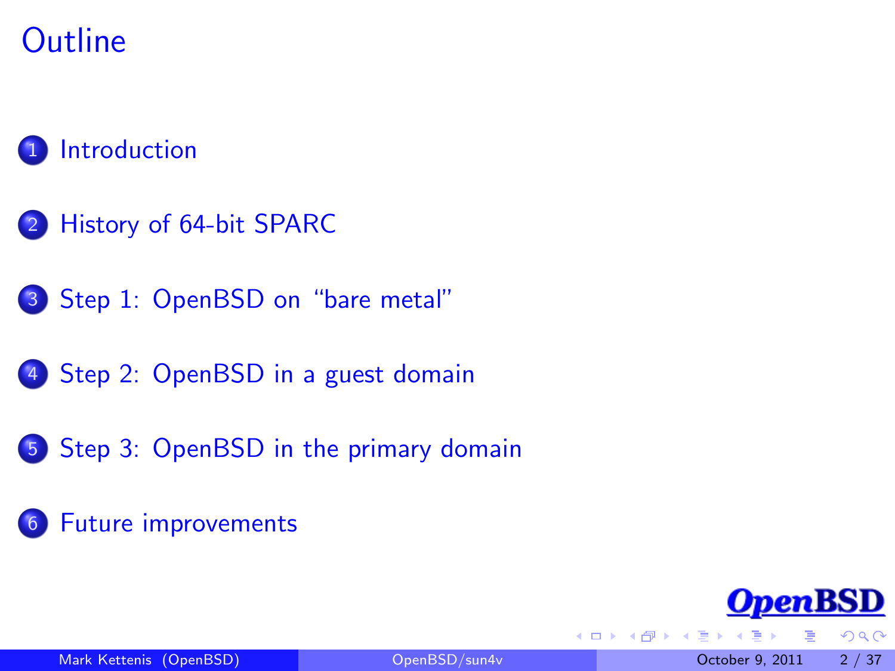# Outline

1. Introduction
2. History of 64-bit SPARC
3. Step 1: OpenBSD on "bare metal"
4. Step 2: OpenBSD in a guest domain
5. Step 3: OpenBSD in the primary domain
6. Future improvements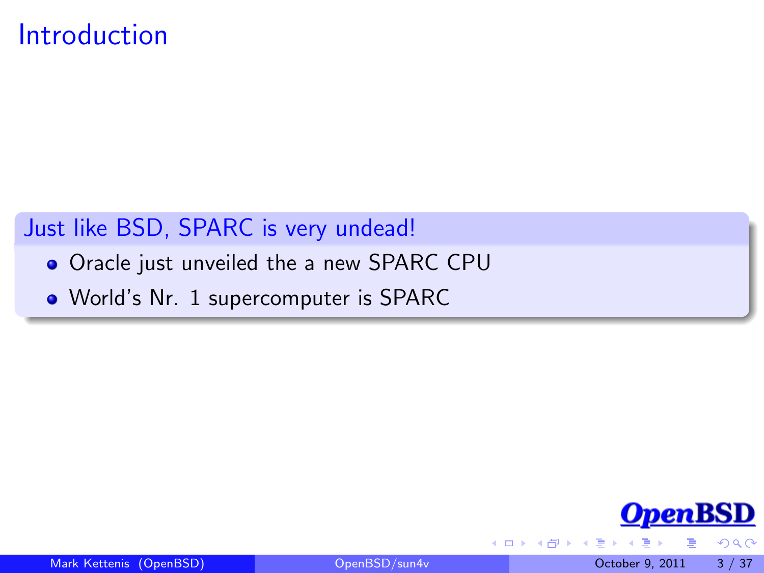# Introduction

## Just like BSD, SPARC is very undead!

- Oracle just unveiled the a new SPARC CPU
- World's Nr. 1 supercomputer is SPARC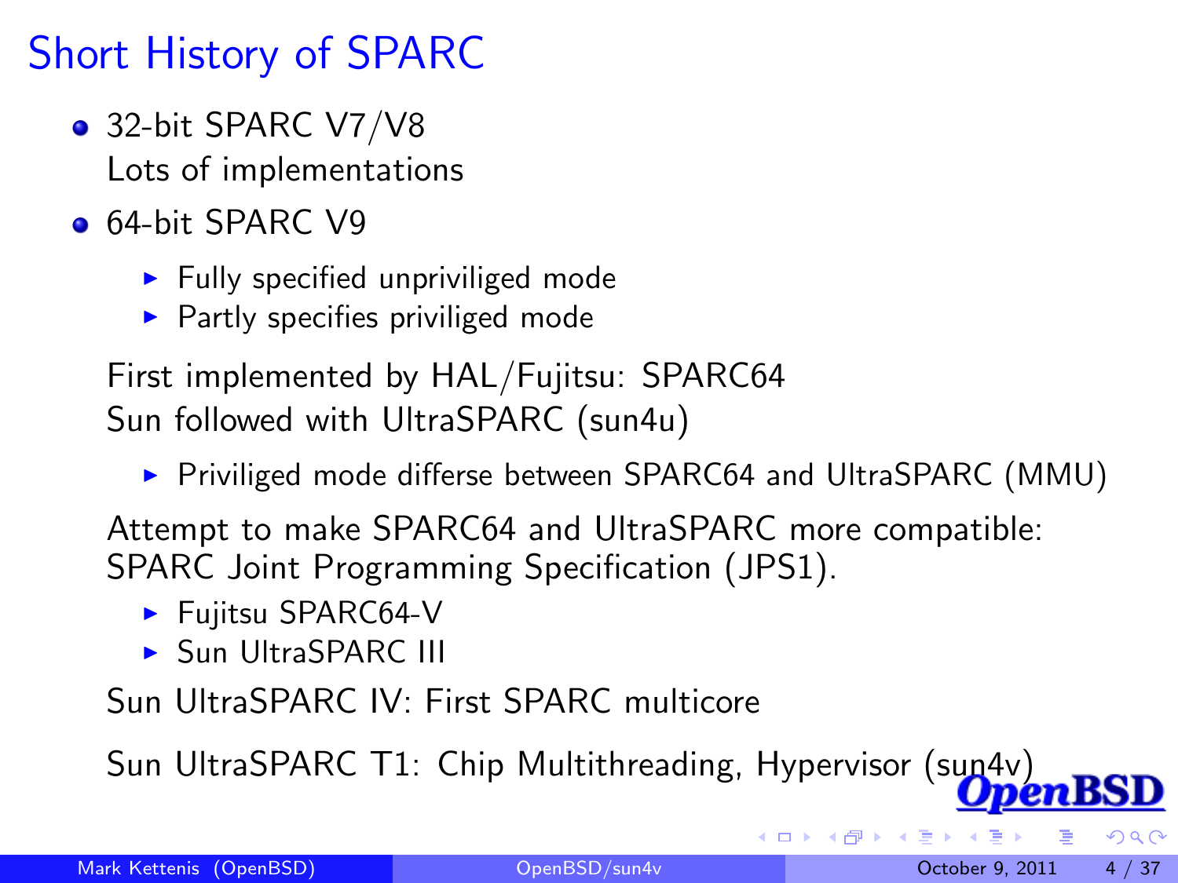# Short History of SPARC

- 32-bit SPARC V7/V8
  Lots of implementations
- 64-bit SPARC V9
  - Fully specified unpriviliged mode
  - Partly specifies priviliged mode

  First implemented by HAL/Fujitsu: SPARC64
  Sun followed with UltraSPARC (sun4u)
  - Priviliged mode differse between SPARC64 and UltraSPARC (MMU)

  Attempt to make SPARC64 and UltraSPARC more compatible: SPARC Joint Programming Specification (JPS1).
  - Fujitsu SPARC64-V
  - Sun UltraSPARC III

  Sun UltraSPARC IV: First SPARC multicore

  Sun UltraSPARC T1: Chip Multithreading, Hypervisor (sun4v)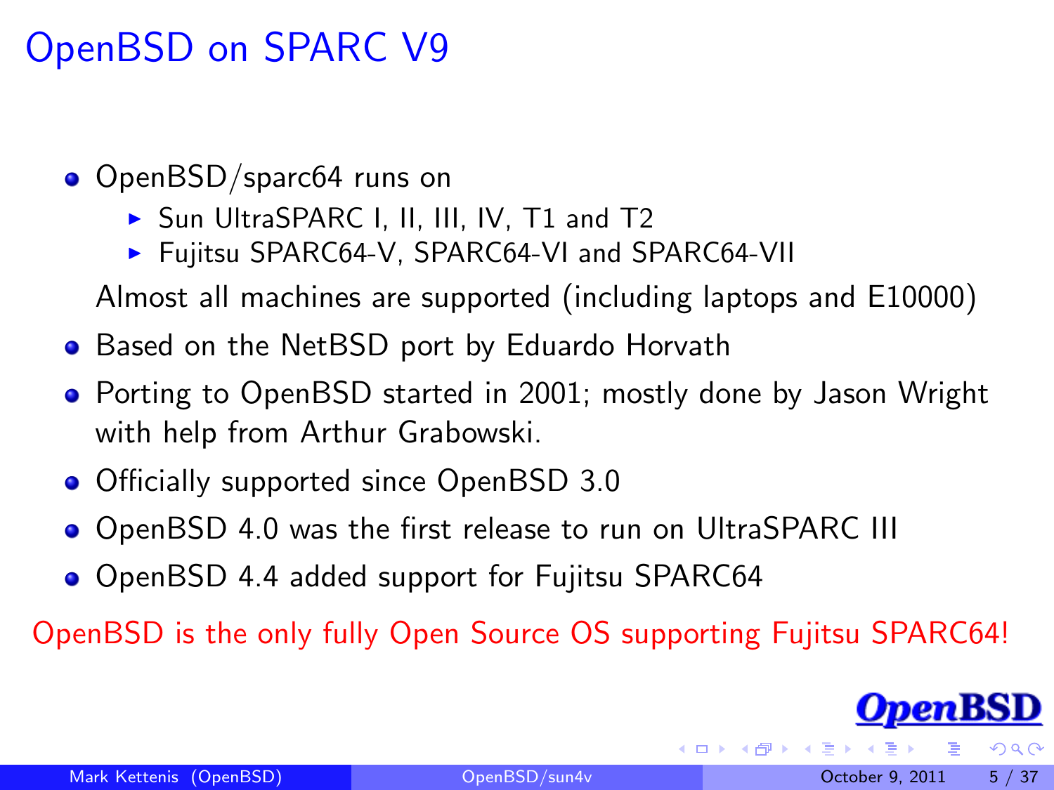# OpenBSD on SPARC V9

- OpenBSD/sparc64 runs on
  - Sun UltraSPARC I, II, III, IV, T1 and T2
  - Fujitsu SPARC64-V, SPARC64-VI and SPARC64-VII

  Almost all machines are supported (including laptops and E10000)
- Based on the NetBSD port by Eduardo Horvath
- Porting to OpenBSD started in 2001; mostly done by Jason Wright with help from Arthur Grabowski.
- Officially supported since OpenBSD 3.0
- OpenBSD 4.0 was the first release to run on UltraSPARC III
- OpenBSD 4.4 added support for Fujitsu SPARC64

OpenBSD is the only fully Open Source OS supporting Fujitsu SPARC64!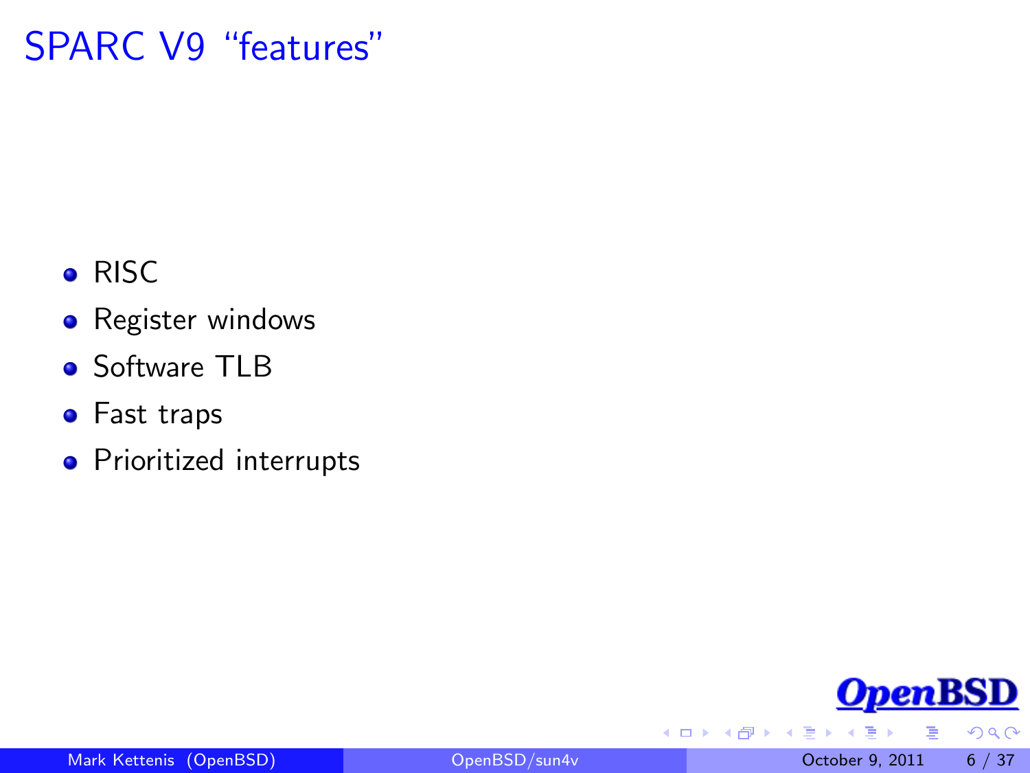# SPARC V9 “features”

- RISC
- Register windows
- Software TLB
- Fast traps
- Prioritized interrupts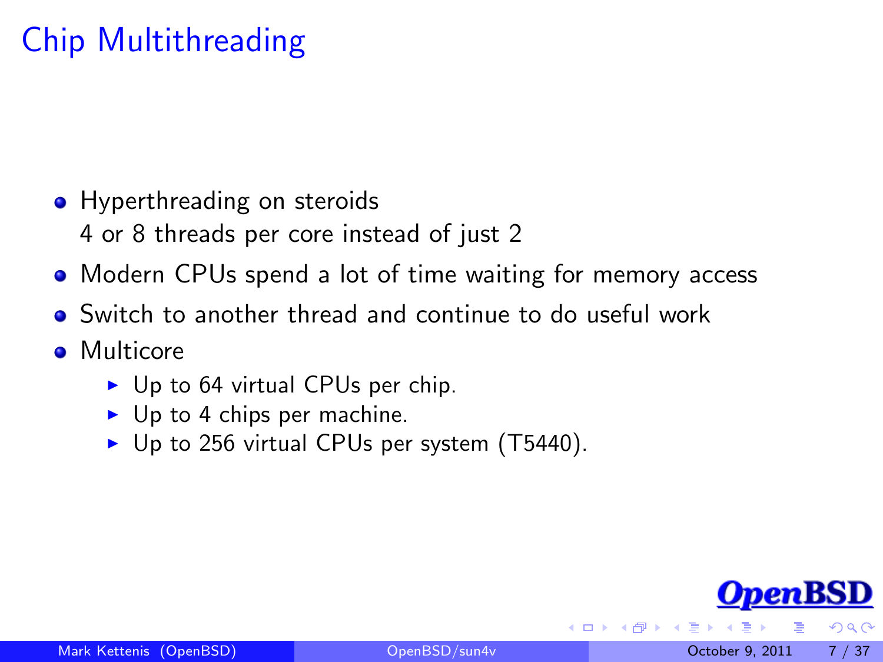# Chip Multithreading

- Hyperthreading on steroids
  4 or 8 threads per core instead of just 2
- Modern CPUs spend a lot of time waiting for memory access
- Switch to another thread and continue to do useful work
- Multicore
  - Up to 64 virtual CPUs per chip.
  - Up to 4 chips per machine.
  - Up to 256 virtual CPUs per system (T5440).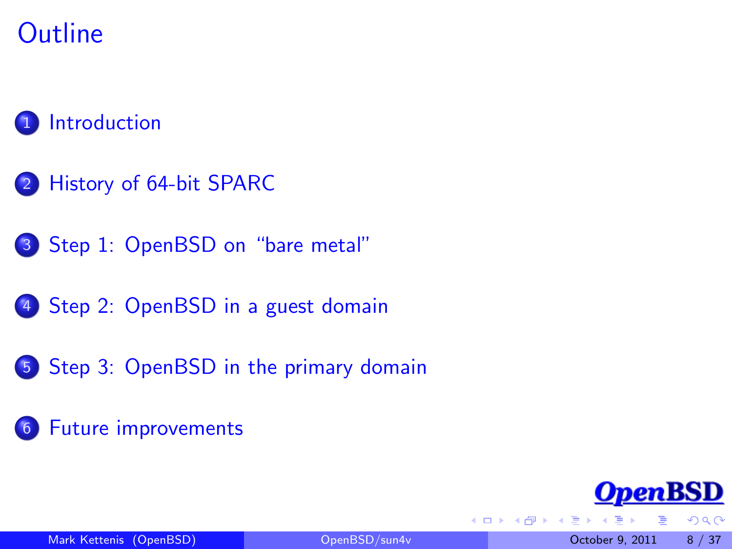# Outline

1. Introduction
2. History of 64-bit SPARC
3. Step 1: OpenBSD on “bare metal”
4. Step 2: OpenBSD in a guest domain
5. Step 3: OpenBSD in the primary domain
6. Future improvements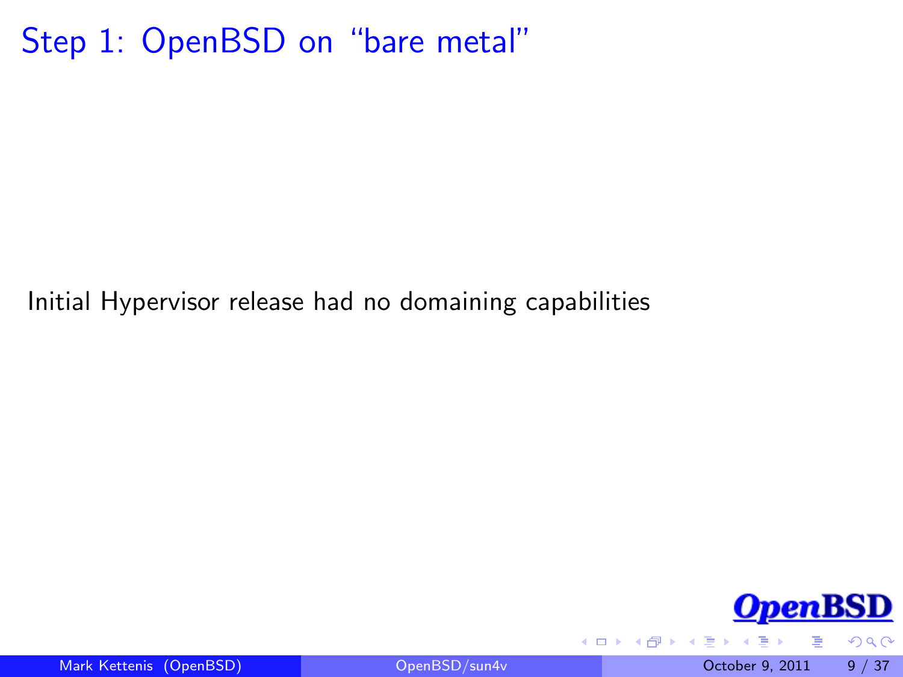# Step 1: OpenBSD on "bare metal"

Initial Hypervisor release had no domaining capabilities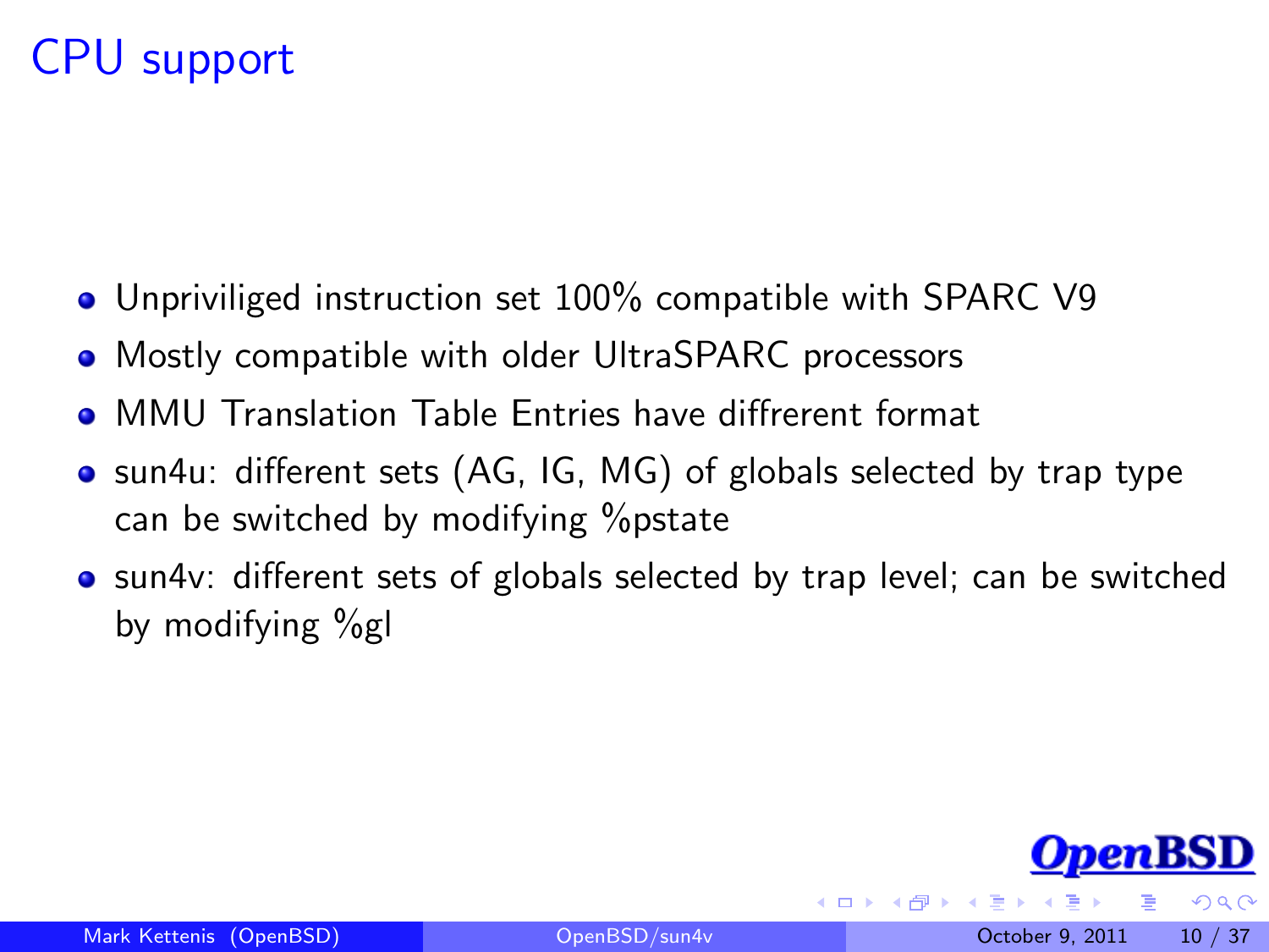# CPU support

- Unpriviliged instruction set 100% compatible with SPARC V9
- Mostly compatible with older UltraSPARC processors
- MMU Translation Table Entries have diffrerent format
- sun4u: different sets (AG, IG, MG) of globals selected by trap type can be switched by modifying %pstate
- sun4v: different sets of globals selected by trap level; can be switched by modifying %gl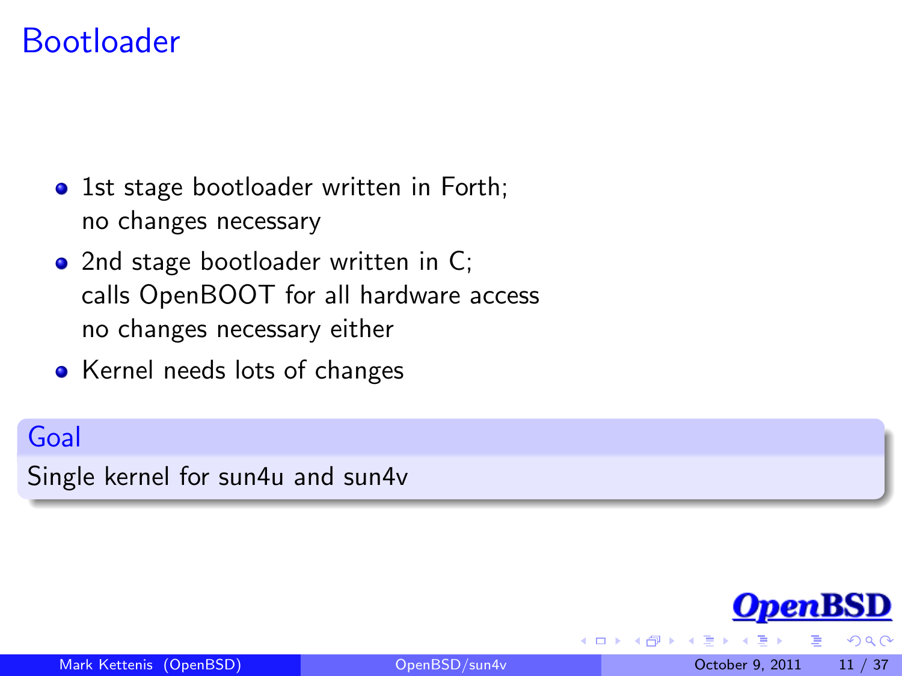# Bootloader

- 1st stage bootloader written in Forth;
  no changes necessary
- 2nd stage bootloader written in C;
  calls OpenBOOT for all hardware access
  no changes necessary either
- Kernel needs lots of changes

**Goal**

Single kernel for sun4u and sun4v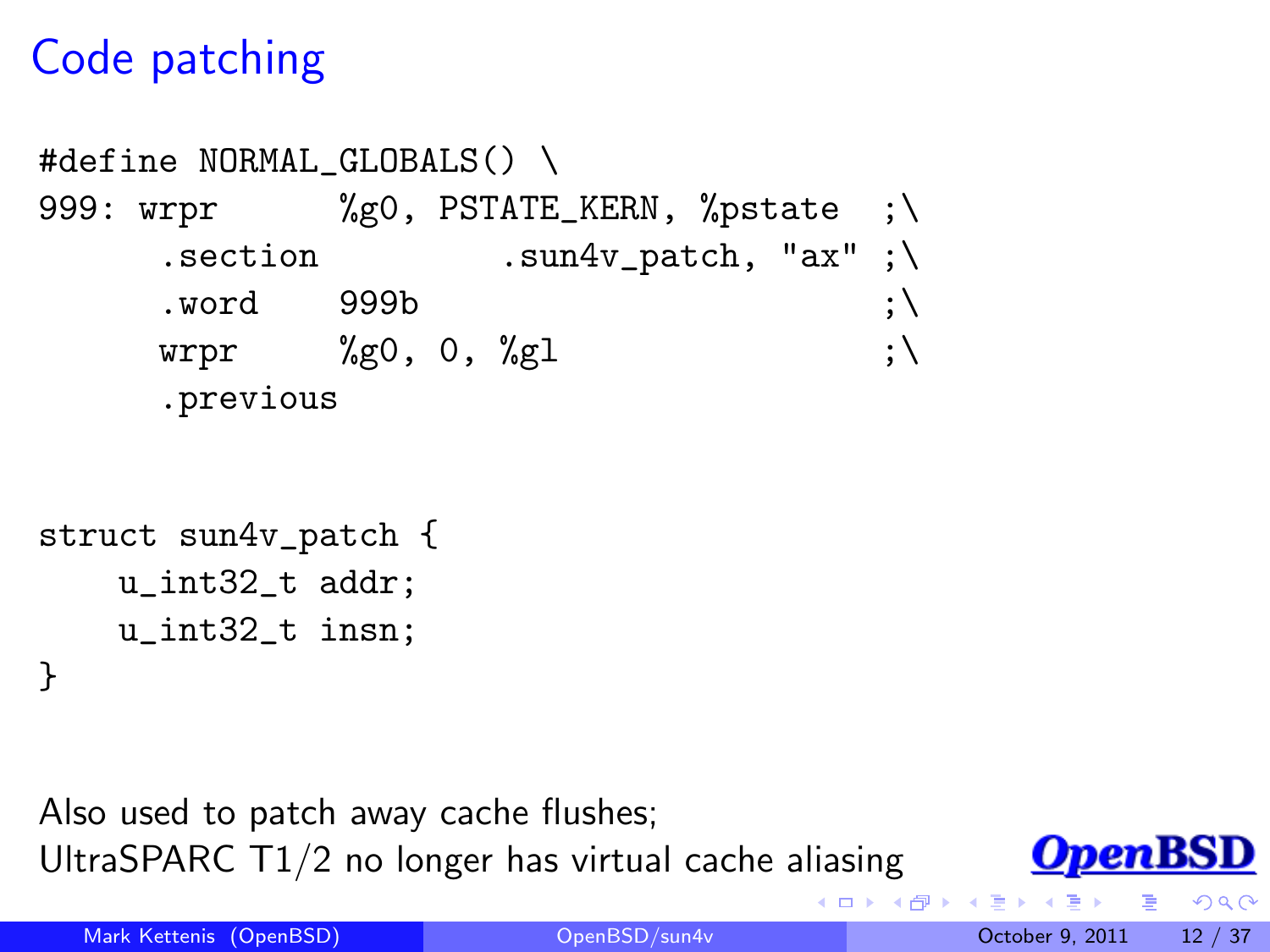# Code patching

```
#define NORMAL_GLOBALS() \
999: wrpr      %g0, PSTATE_KERN, %pstate  ;\
      .section         .sun4v_patch, "ax" ;\
      .word    999b                        ;\
      wrpr     %g0, 0, %gl                 ;\
      .previous
```

```
struct sun4v_patch {
    u_int32_t addr;
    u_int32_t insn;
}
```

Also used to patch away cache flushes;
UltraSPARC T1/2 no longer has virtual cache aliasing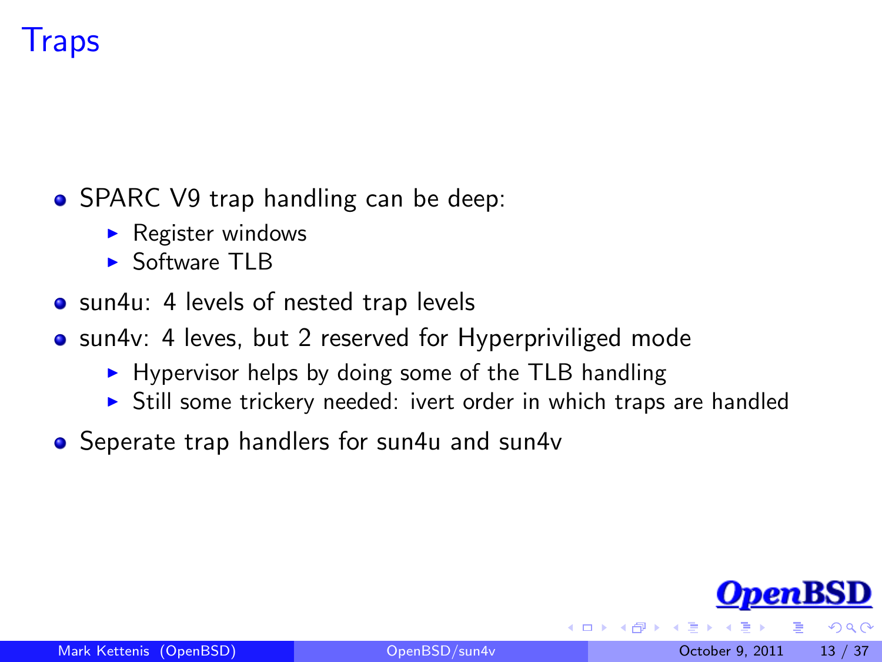# Traps

- SPARC V9 trap handling can be deep:
  - Register windows
  - Software TLB
- sun4u: 4 levels of nested trap levels
- sun4v: 4 leves, but 2 reserved for Hyperpriviliged mode
  - Hypervisor helps by doing some of the TLB handling
  - Still some trickery needed: ivert order in which traps are handled
- Seperate trap handlers for sun4u and sun4v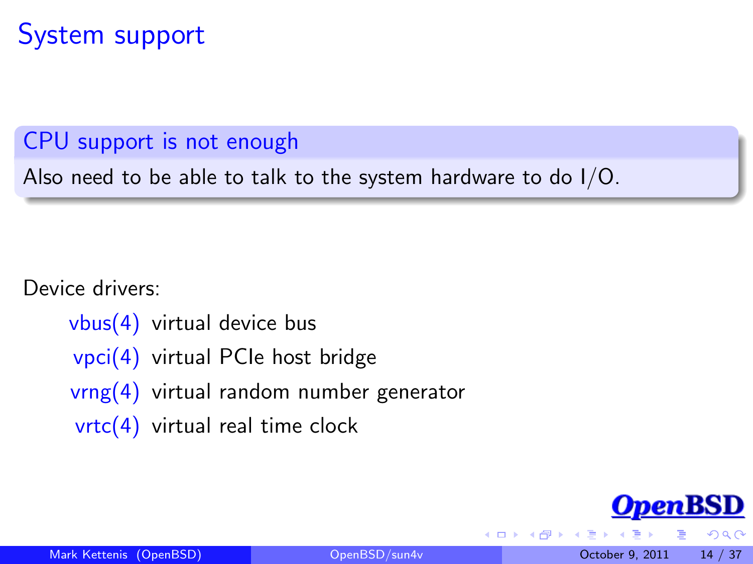# System support

**CPU support is not enough**

Also need to be able to talk to the system hardware to do I/O.

Device drivers:

- vbus(4) virtual device bus
- vpci(4) virtual PCIe host bridge
- vrng(4) virtual random number generator
- vrtc(4) virtual real time clock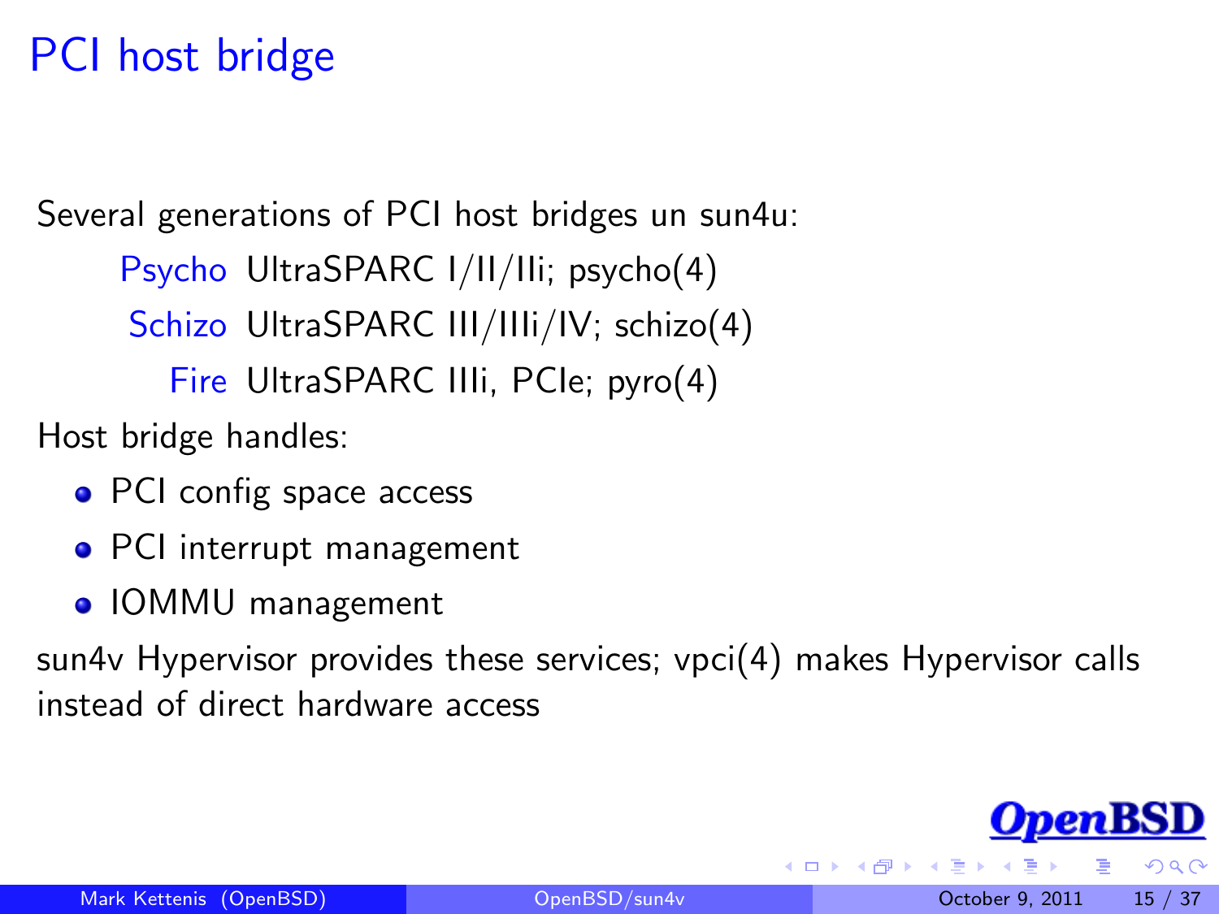# PCI host bridge

Several generations of PCI host bridges un sun4u:

- **Psycho** UltraSPARC I/II/IIi; psycho(4)
- **Schizo** UltraSPARC III/IIIi/IV; schizo(4)
- **Fire** UltraSPARC IIIi, PCIe; pyro(4)

Host bridge handles:

- PCI config space access
- PCI interrupt management
- IOMMU management

sun4v Hypervisor provides these services; vpci(4) makes Hypervisor calls instead of direct hardware access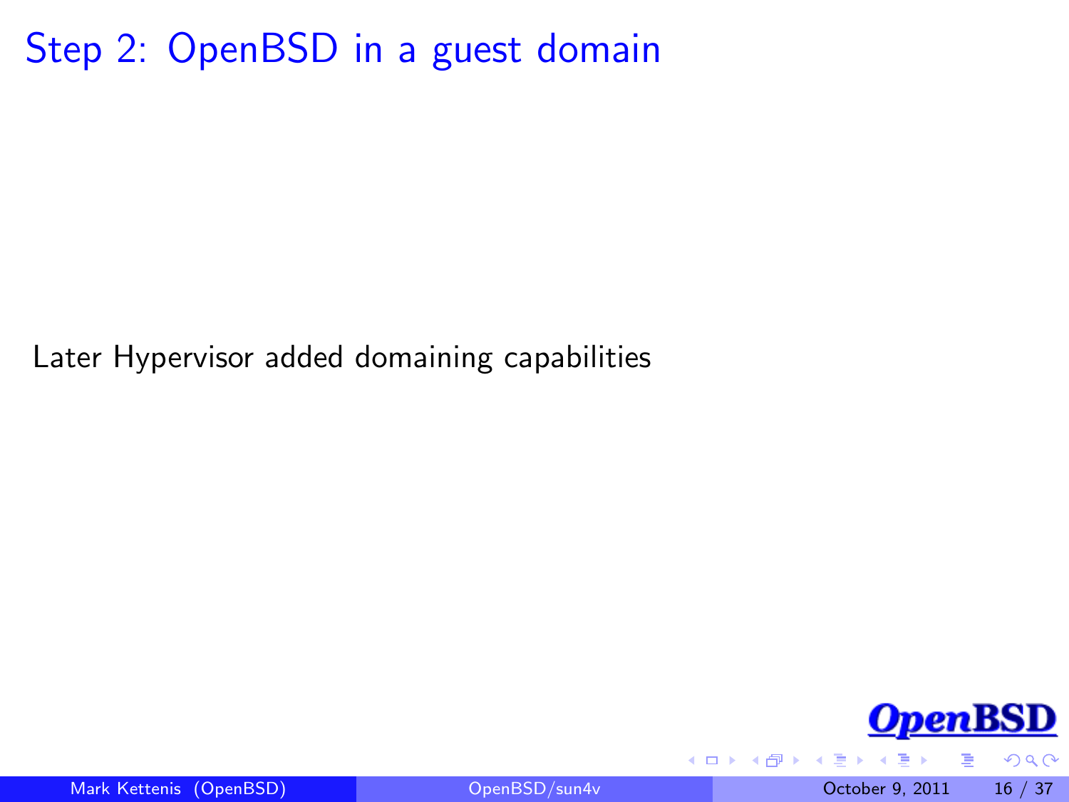# Step 2: OpenBSD in a guest domain

Later Hypervisor added domaining capabilities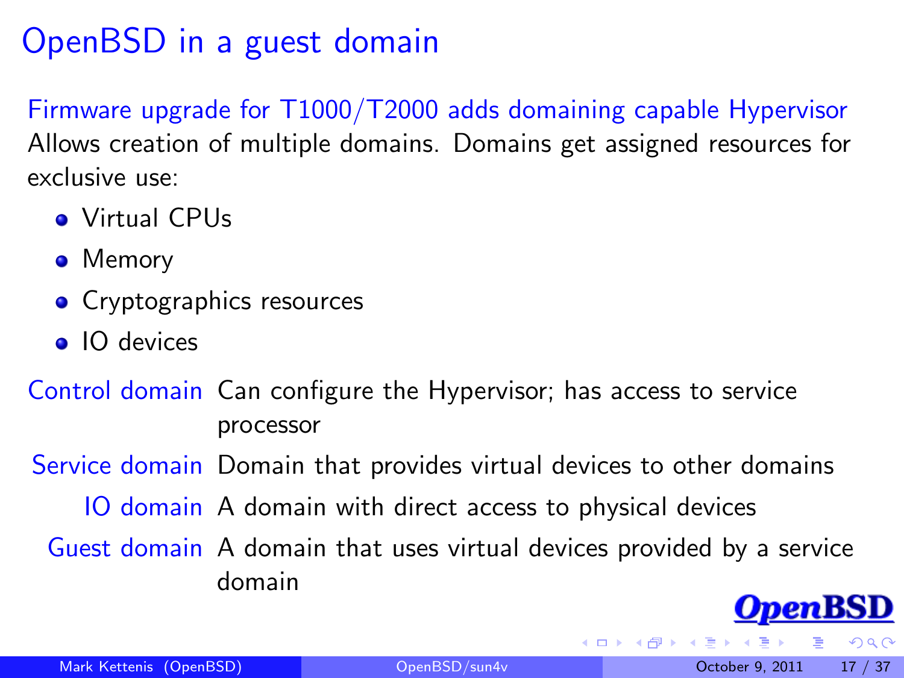# OpenBSD in a guest domain

**Firmware upgrade for T1000/T2000 adds domaining capable Hypervisor**

Allows creation of multiple domains. Domains get assigned resources for exclusive use:

- Virtual CPUs
- Memory
- Cryptographics resources
- IO devices

**Control domain** Can configure the Hypervisor; has access to service processor

**Service domain** Domain that provides virtual devices to other domains

**IO domain** A domain with direct access to physical devices

**Guest domain** A domain that uses virtual devices provided by a service domain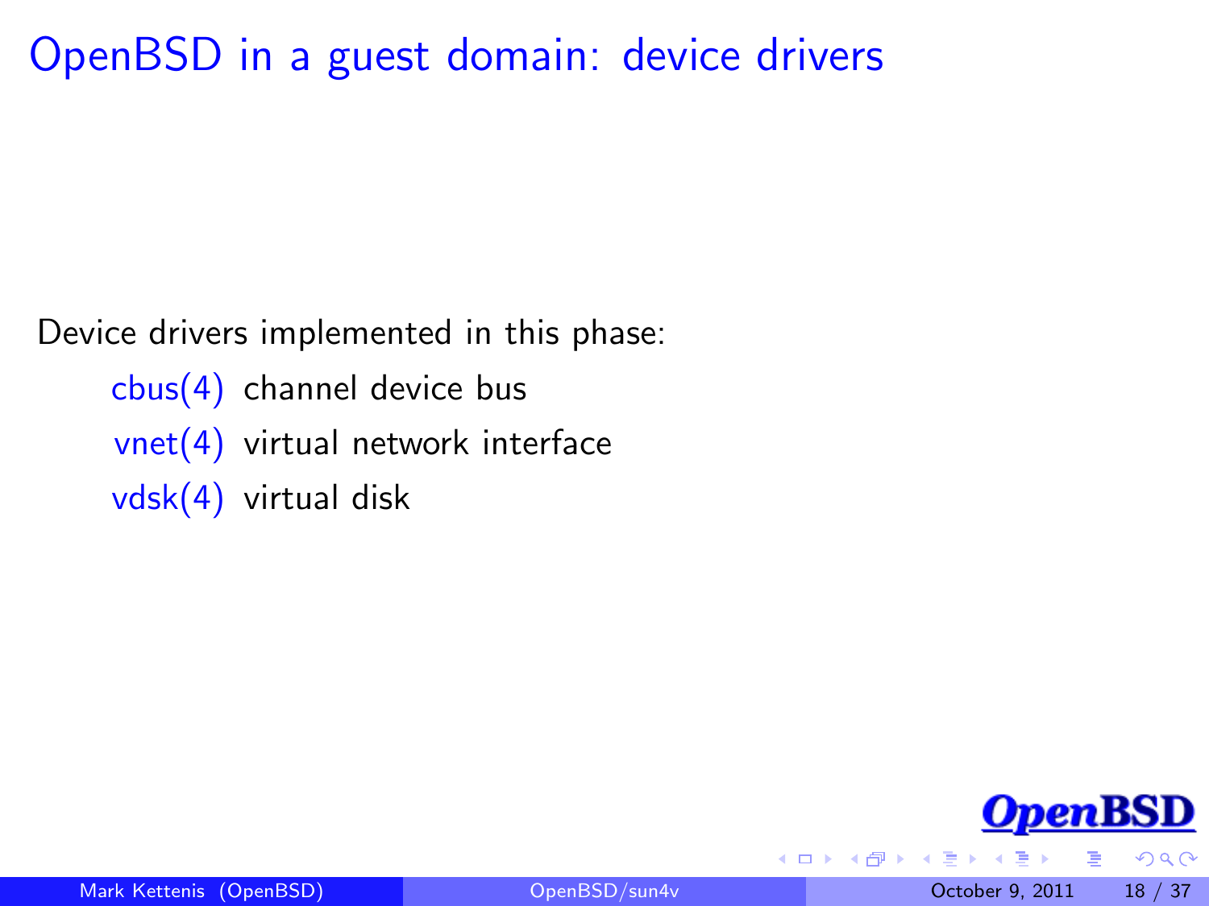# OpenBSD in a guest domain: device drivers

Device drivers implemented in this phase:

- cbus(4) channel device bus
- vnet(4) virtual network interface
- vdsk(4) virtual disk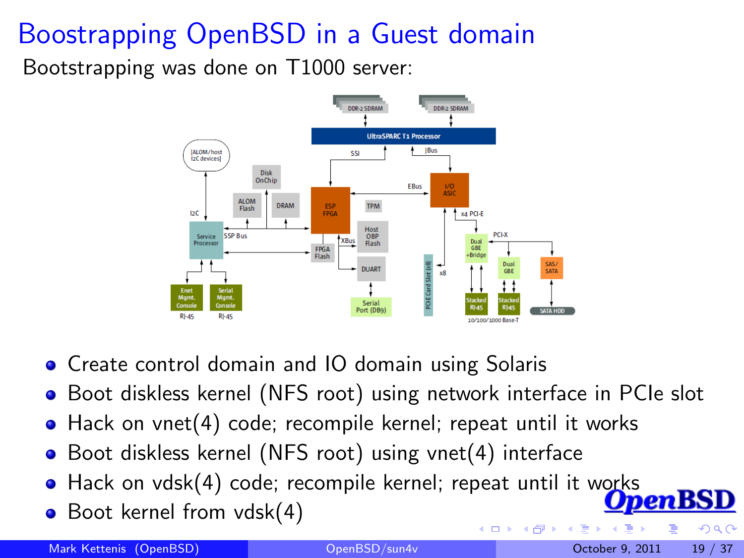# Boostrapping OpenBSD in a Guest domain

Bootstrapping was done on T1000 server:

- Create control domain and IO domain using Solaris
- Boot diskless kernel (NFS root) using network interface in PCIe slot
- Hack on vnet(4) code; recompile kernel; repeat until it works
- Boot diskless kernel (NFS root) using vnet(4) interface
- Hack on vdsk(4) code; recompile kernel; repeat until it works
- Boot kernel from vdsk(4)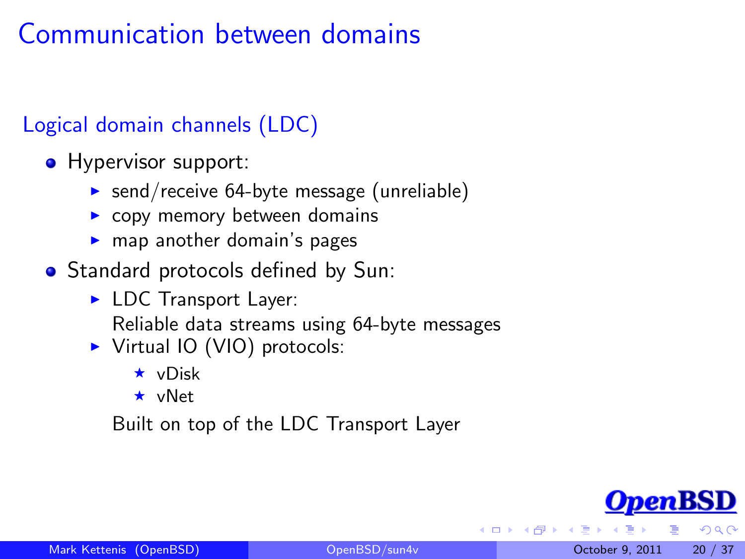# Communication between domains

## Logical domain channels (LDC)

- Hypervisor support:
  - send/receive 64-byte message (unreliable)
  - copy memory between domains
  - map another domain's pages
- Standard protocols defined by Sun:
  - LDC Transport Layer:
    Reliable data streams using 64-byte messages
  - Virtual IO (VIO) protocols:
    - vDisk
    - vNet

    Built on top of the LDC Transport Layer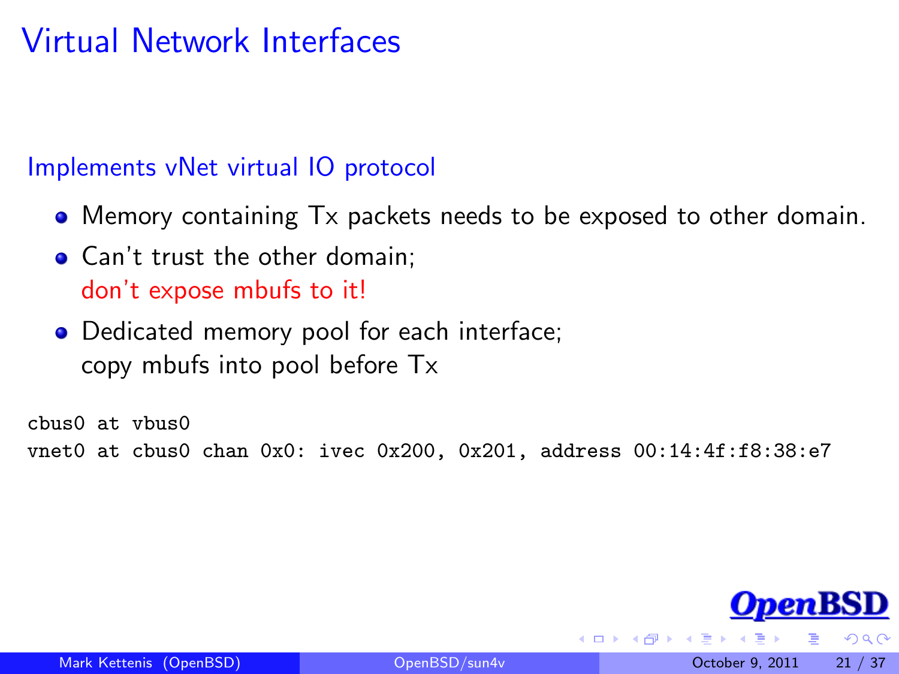# Virtual Network Interfaces

## Implements vNet virtual IO protocol

- Memory containing Tx packets needs to be exposed to other domain.
- Can't trust the other domain;
  don't expose mbufs to it!
- Dedicated memory pool for each interface;
  copy mbufs into pool before Tx

```
cbus0 at vbus0
vnet0 at cbus0 chan 0x0: ivec 0x200, 0x201, address 00:14:4f:f8:38:e7
```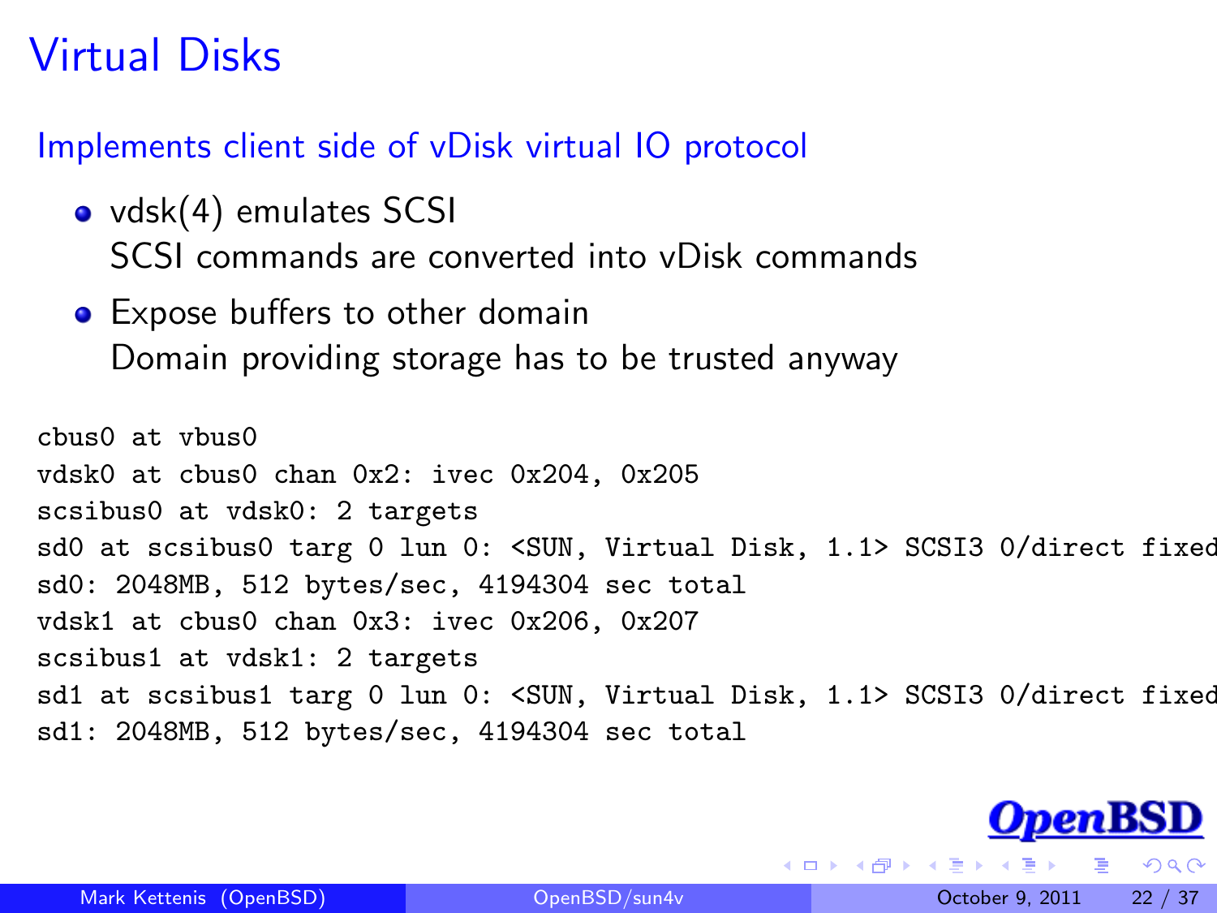# Virtual Disks

## Implements client side of vDisk virtual IO protocol

- vdsk(4) emulates SCSI
  SCSI commands are converted into vDisk commands
- Expose buffers to other domain
  Domain providing storage has to be trusted anyway

```
cbus0 at vbus0
vdsk0 at cbus0 chan 0x2: ivec 0x204, 0x205
scsibus0 at vdsk0: 2 targets
sd0 at scsibus0 targ 0 lun 0: <SUN, Virtual Disk, 1.1> SCSI3 0/direct fixed
sd0: 2048MB, 512 bytes/sec, 4194304 sec total
vdsk1 at cbus0 chan 0x3: ivec 0x206, 0x207
scsibus1 at vdsk1: 2 targets
sd1 at scsibus1 targ 0 lun 0: <SUN, Virtual Disk, 1.1> SCSI3 0/direct fixed
sd1: 2048MB, 512 bytes/sec, 4194304 sec total
```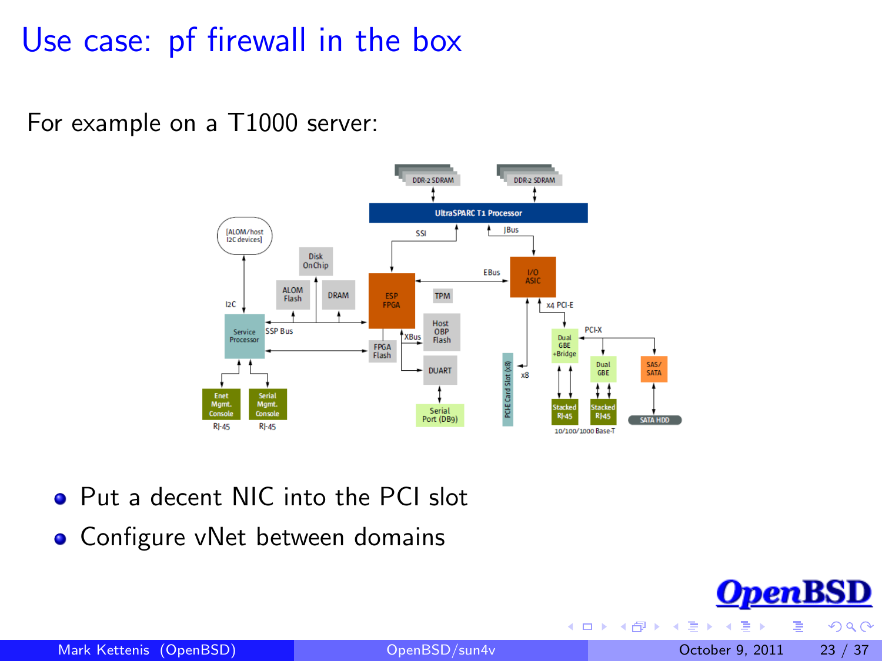# Use case: pf firewall in the box

For example on a T1000 server:

- Put a decent NIC into the PCI slot
- Configure vNet between domains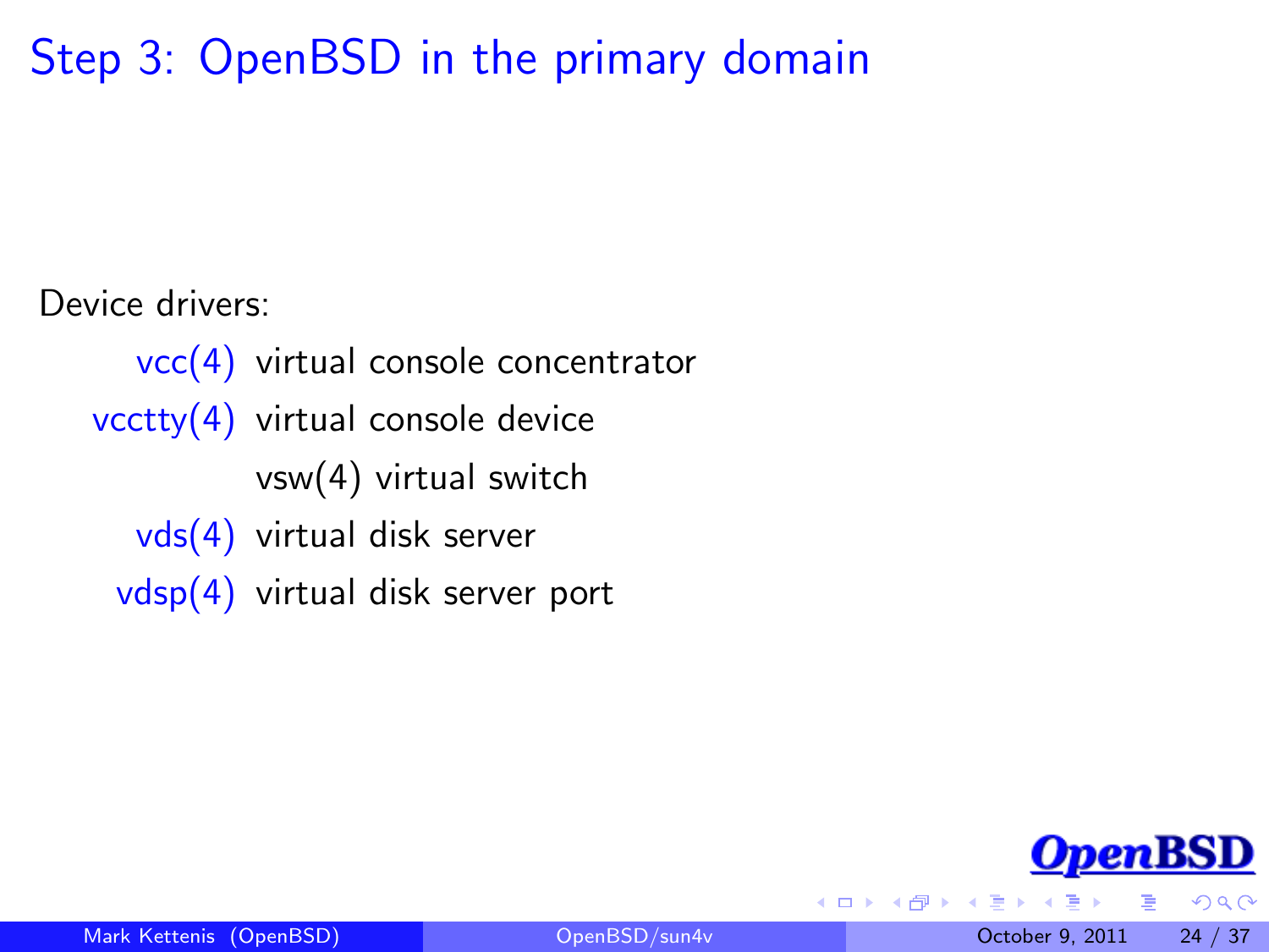# Step 3: OpenBSD in the primary domain

Device drivers:

- vcc(4) virtual console concentrator
- vcctty(4) virtual console device
- vsw(4) virtual switch
- vds(4) virtual disk server
- vdsp(4) virtual disk server port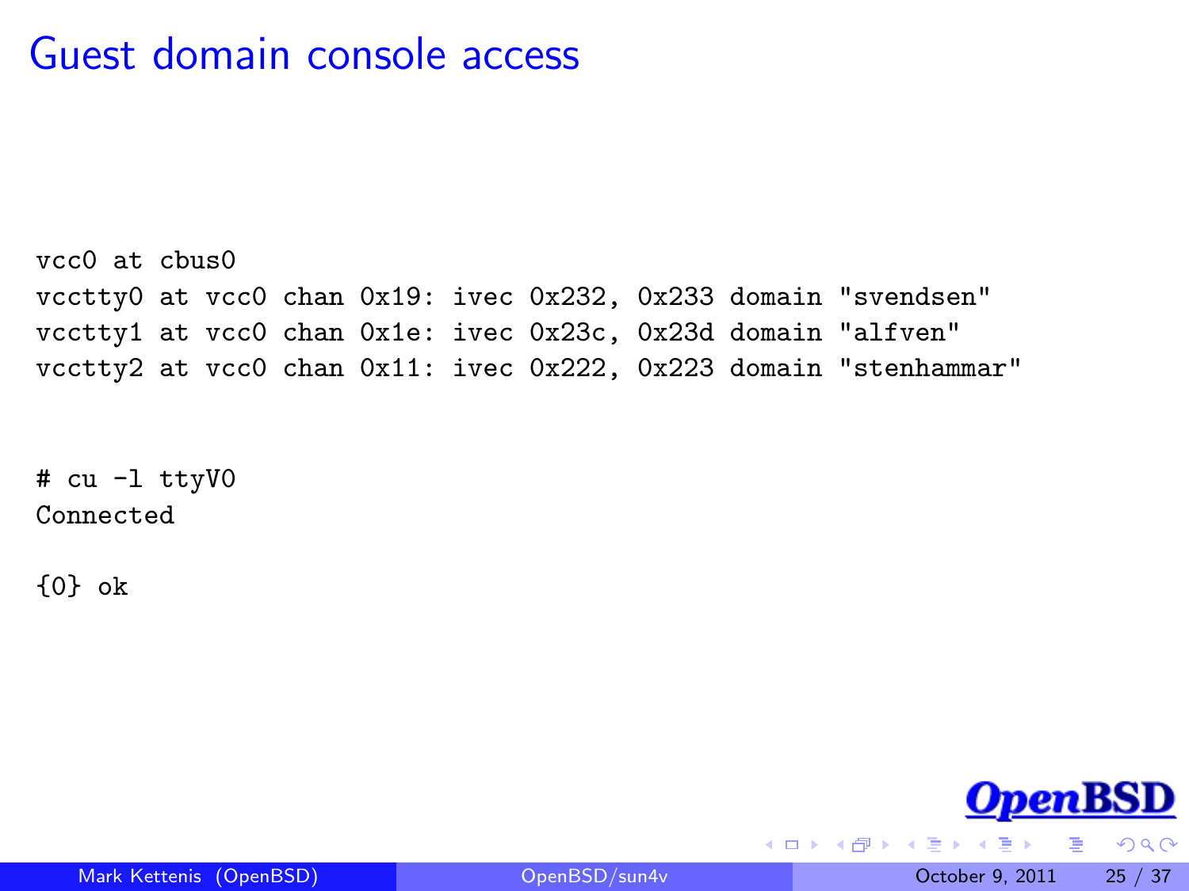# Guest domain console access

```
vcc0 at cbus0
vcctty0 at vcc0 chan 0x19: ivec 0x232, 0x233 domain "svendsen"
vcctty1 at vcc0 chan 0x1e: ivec 0x23c, 0x23d domain "alfven"
vcctty2 at vcc0 chan 0x11: ivec 0x222, 0x223 domain "stenhammar"
```

```
# cu -l ttyV0
Connected

{0} ok
```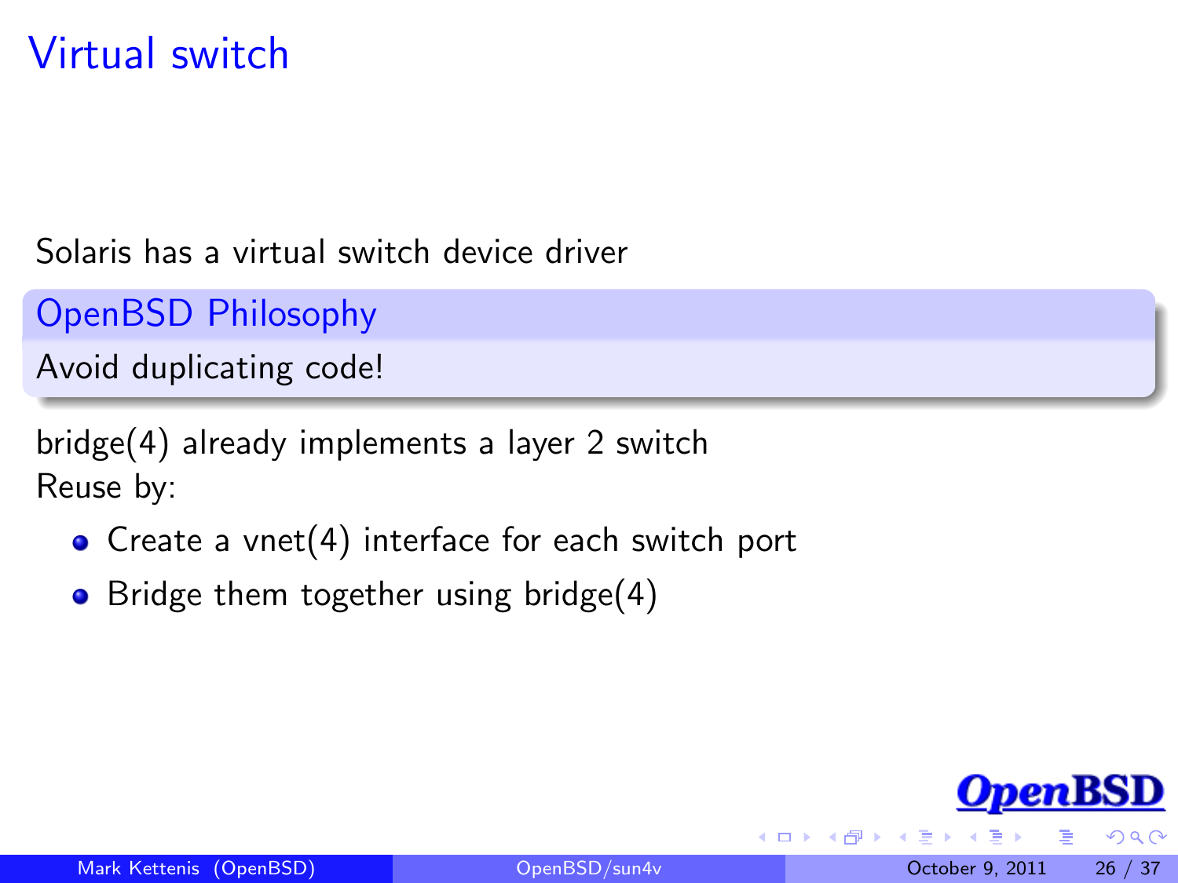# Virtual switch

Solaris has a virtual switch device driver

**OpenBSD Philosophy**

Avoid duplicating code!

bridge(4) already implements a layer 2 switch
Reuse by:

- Create a vnet(4) interface for each switch port
- Bridge them together using bridge(4)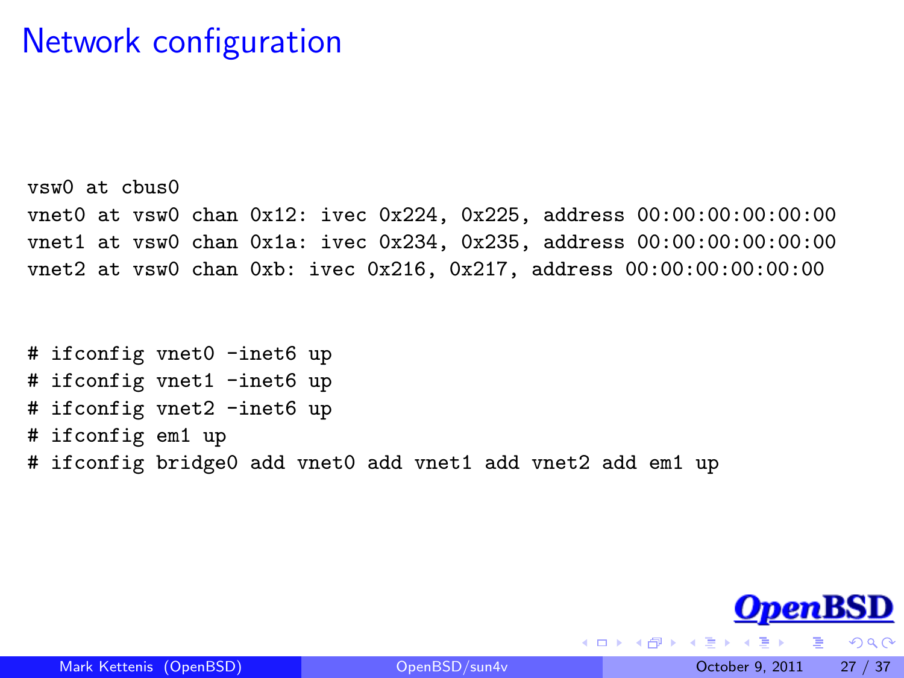# Network configuration

```
vsw0 at cbus0
vnet0 at vsw0 chan 0x12: ivec 0x224, 0x225, address 00:00:00:00:00:00
vnet1 at vsw0 chan 0x1a: ivec 0x234, 0x235, address 00:00:00:00:00:00
vnet2 at vsw0 chan 0xb: ivec 0x216, 0x217, address 00:00:00:00:00:00
```

```
# ifconfig vnet0 -inet6 up
# ifconfig vnet1 -inet6 up
# ifconfig vnet2 -inet6 up
# ifconfig em1 up
# ifconfig bridge0 add vnet0 add vnet1 add vnet2 add em1 up
```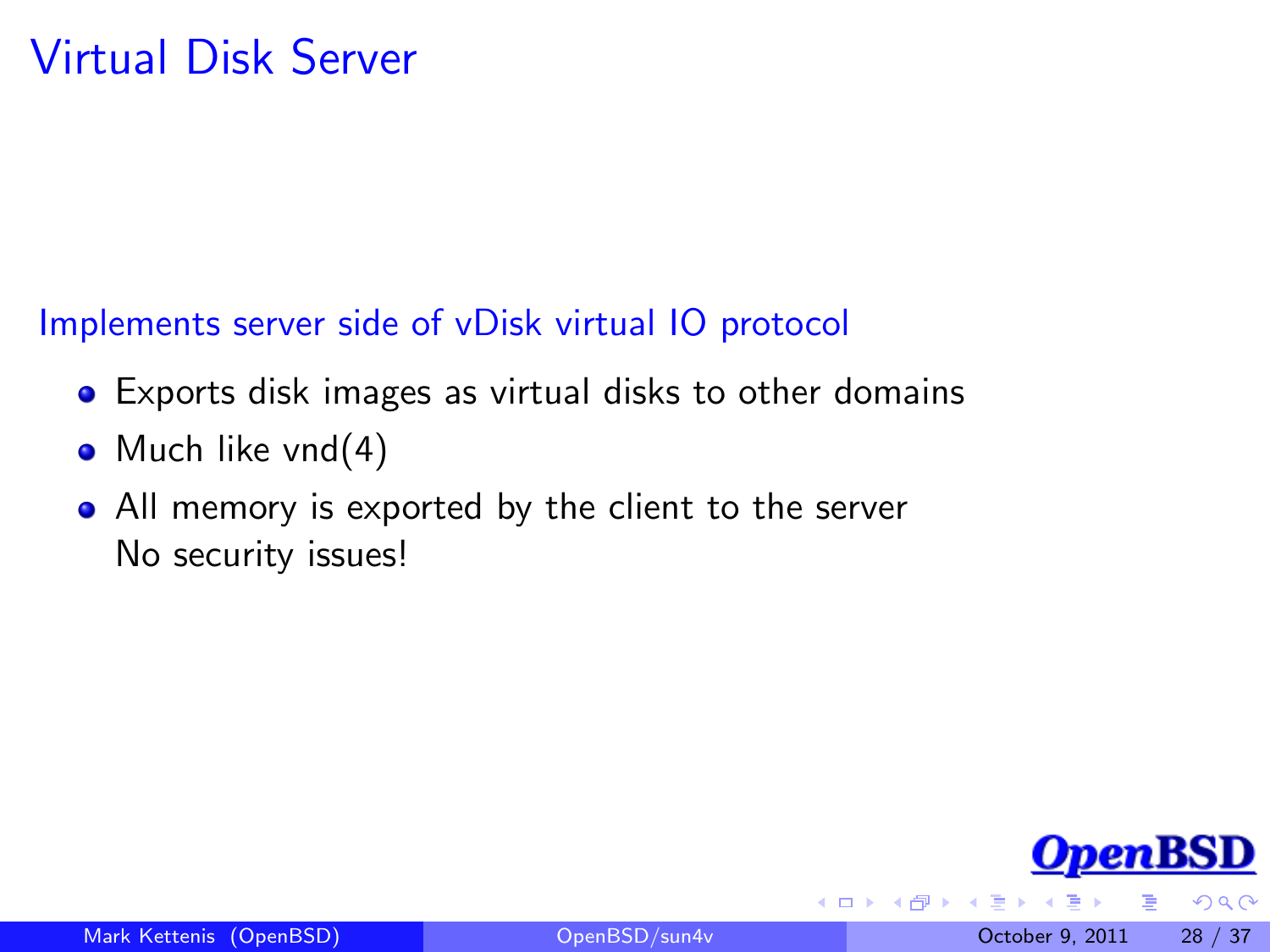# Virtual Disk Server

Implements server side of vDisk virtual IO protocol

- Exports disk images as virtual disks to other domains
- Much like vnd(4)
- All memory is exported by the client to the server
  No security issues!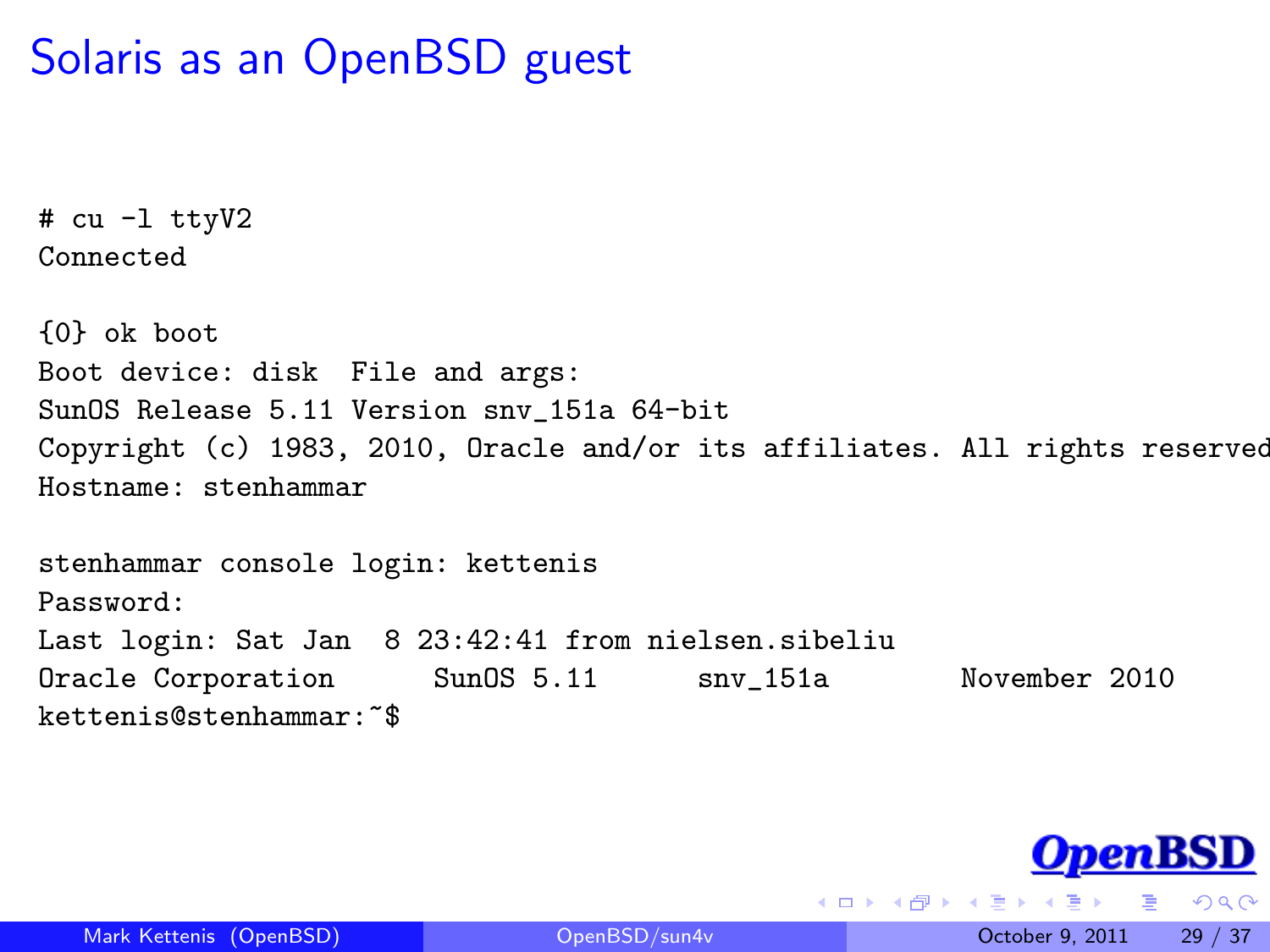# Solaris as an OpenBSD guest

```
# cu -l ttyV2
Connected

{0} ok boot
Boot device: disk  File and args:
SunOS Release 5.11 Version snv_151a 64-bit
Copyright (c) 1983, 2010, Oracle and/or its affiliates. All rights reserved
Hostname: stenhammar

stenhammar console login: kettenis
Password:
Last login: Sat Jan  8 23:42:41 from nielsen.sibeliu
Oracle Corporation      SunOS 5.11      snv_151a        November 2010
kettenis@stenhammar:~$
```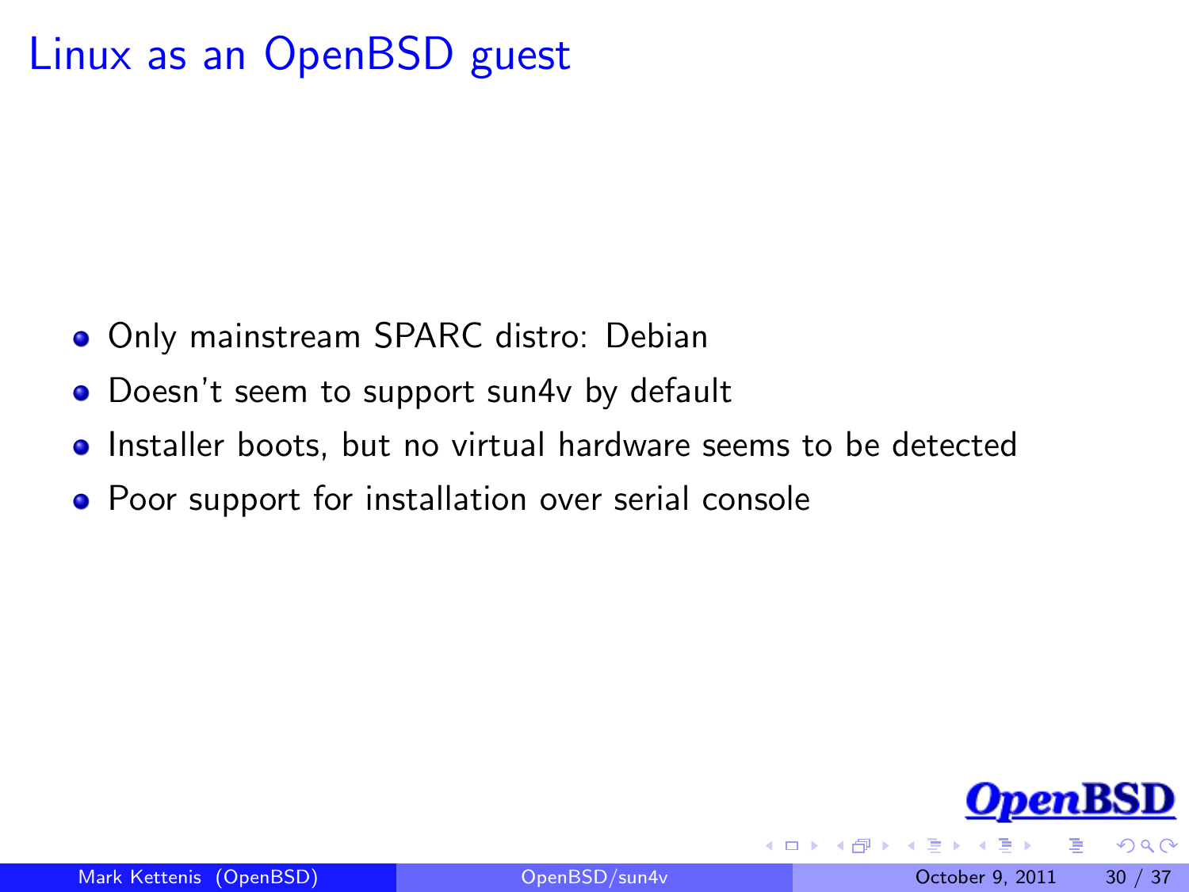# Linux as an OpenBSD guest

- Only mainstream SPARC distro: Debian
- Doesn't seem to support sun4v by default
- Installer boots, but no virtual hardware seems to be detected
- Poor support for installation over serial console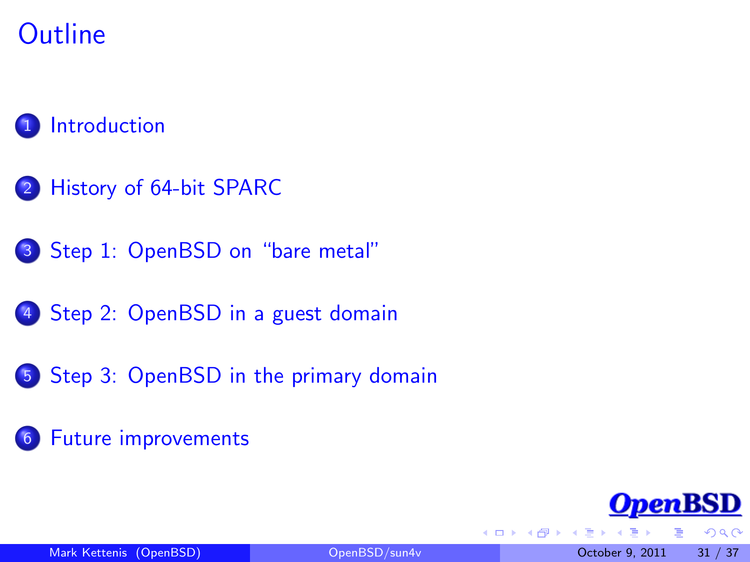# Outline

1. Introduction
2. History of 64-bit SPARC
3. Step 1: OpenBSD on “bare metal”
4. Step 2: OpenBSD in a guest domain
5. Step 3: OpenBSD in the primary domain
6. Future improvements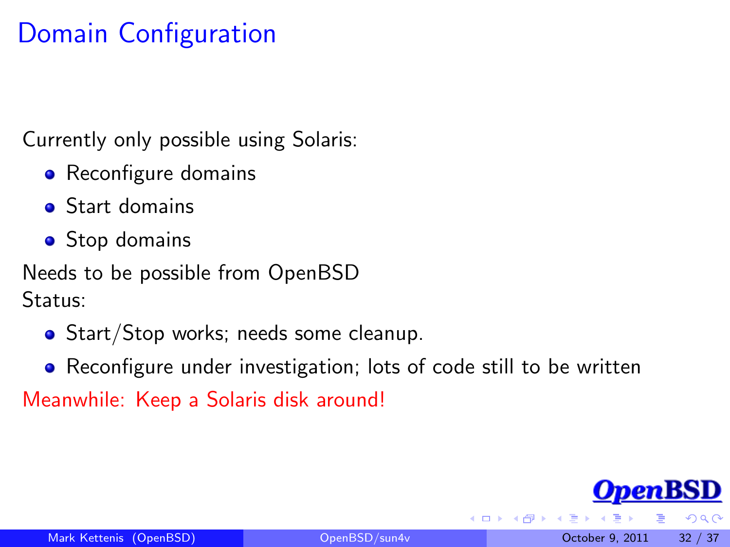# Domain Configuration

Currently only possible using Solaris:

- Reconfigure domains
- Start domains
- Stop domains

Needs to be possible from OpenBSD
Status:

- Start/Stop works; needs some cleanup.
- Reconfigure under investigation; lots of code still to be written

Meanwhile: Keep a Solaris disk around!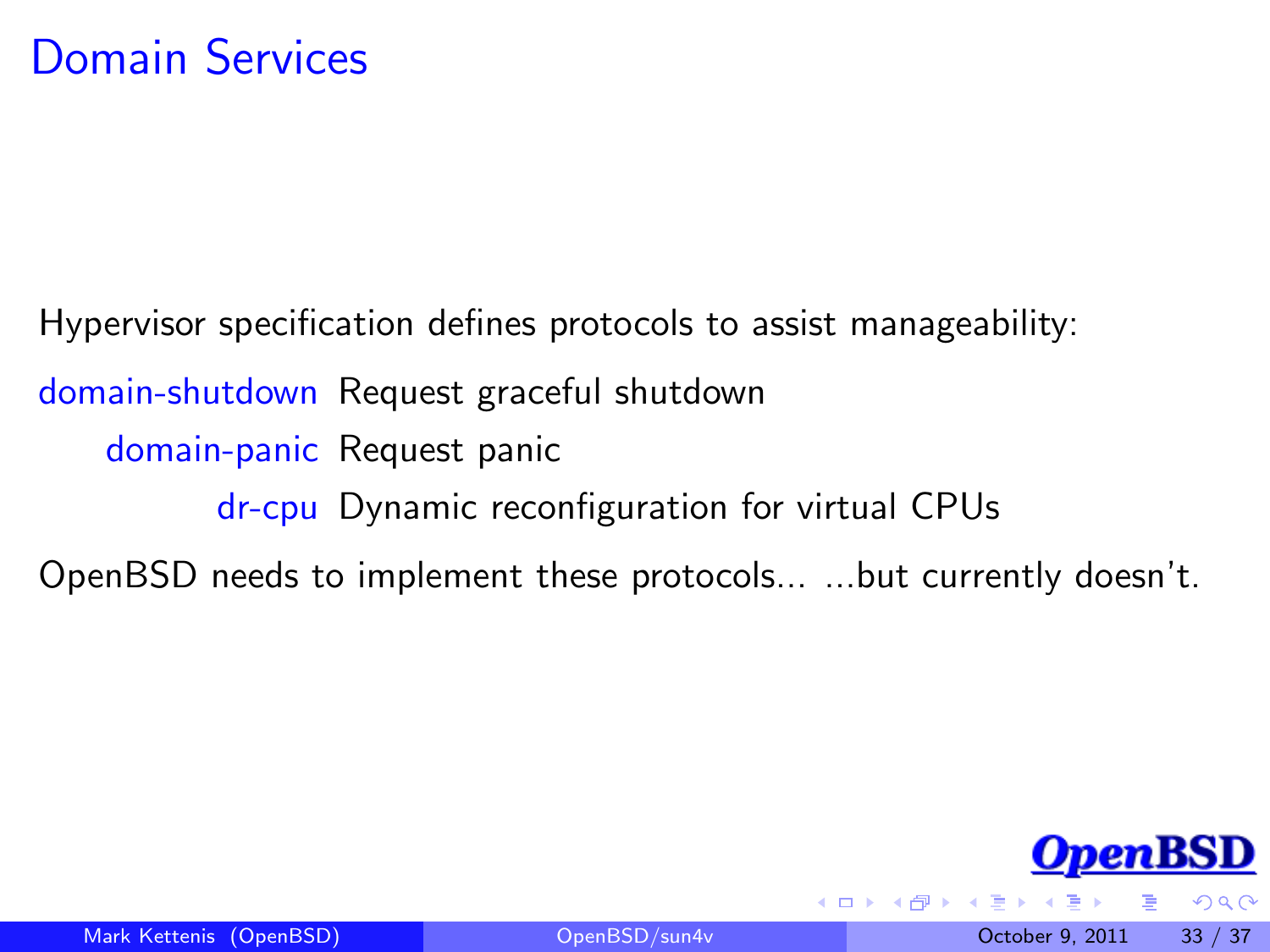# Domain Services

Hypervisor specification defines protocols to assist manageability:

- **domain-shutdown** Request graceful shutdown
- **domain-panic** Request panic
- **dr-cpu** Dynamic reconfiguration for virtual CPUs

OpenBSD needs to implement these protocols... ...but currently doesn't.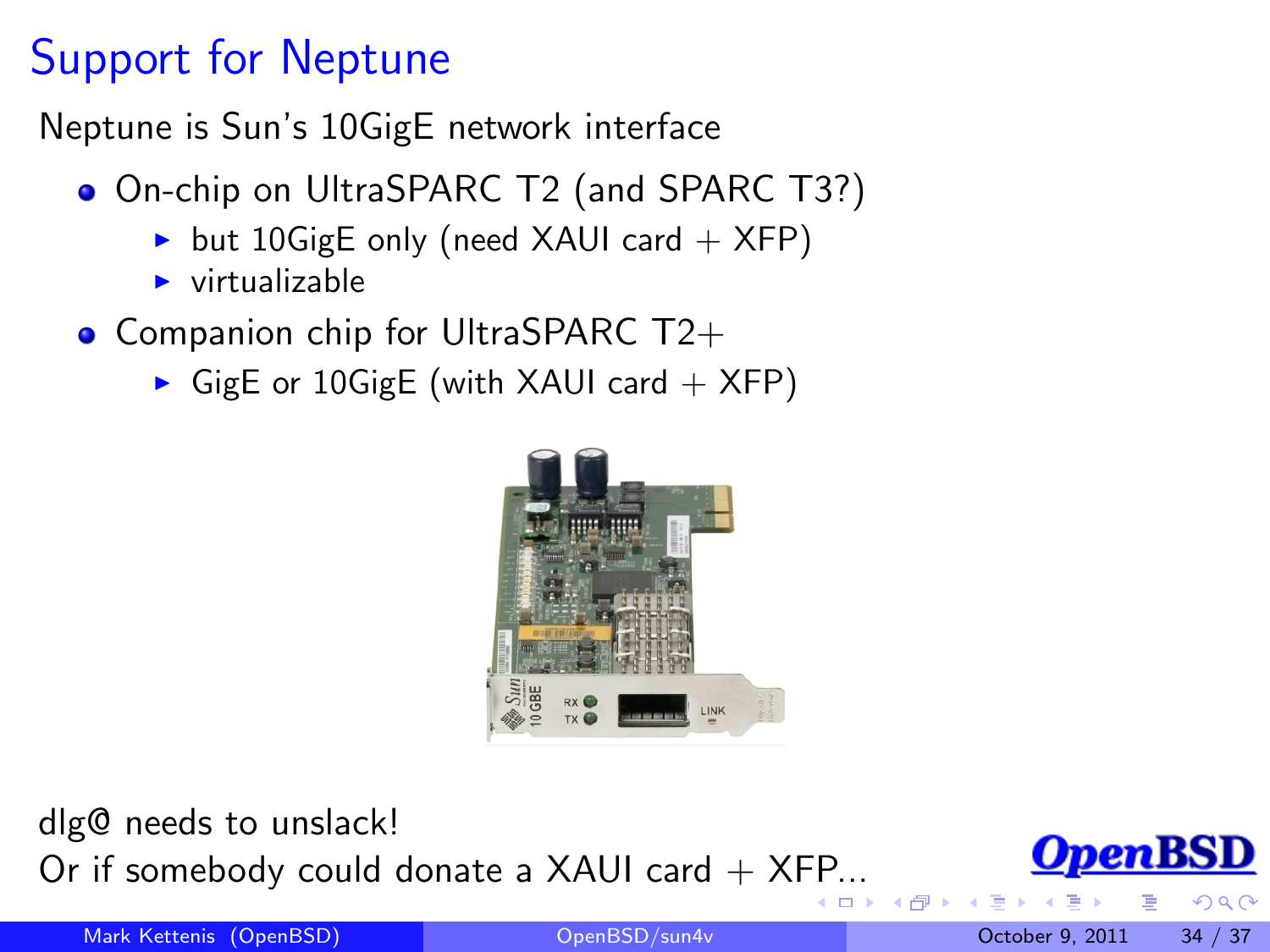# Support for Neptune

Neptune is Sun's 10GigE network interface

- On-chip on UltraSPARC T2 (and SPARC T3?)
  - but 10GigE only (need XAUI card + XFP)
  - virtualizable
- Companion chip for UltraSPARC T2+
  - GigE or 10GigE (with XAUI card + XFP)

dlg@ needs to unslack!
Or if somebody could donate a XAUI card + XFP...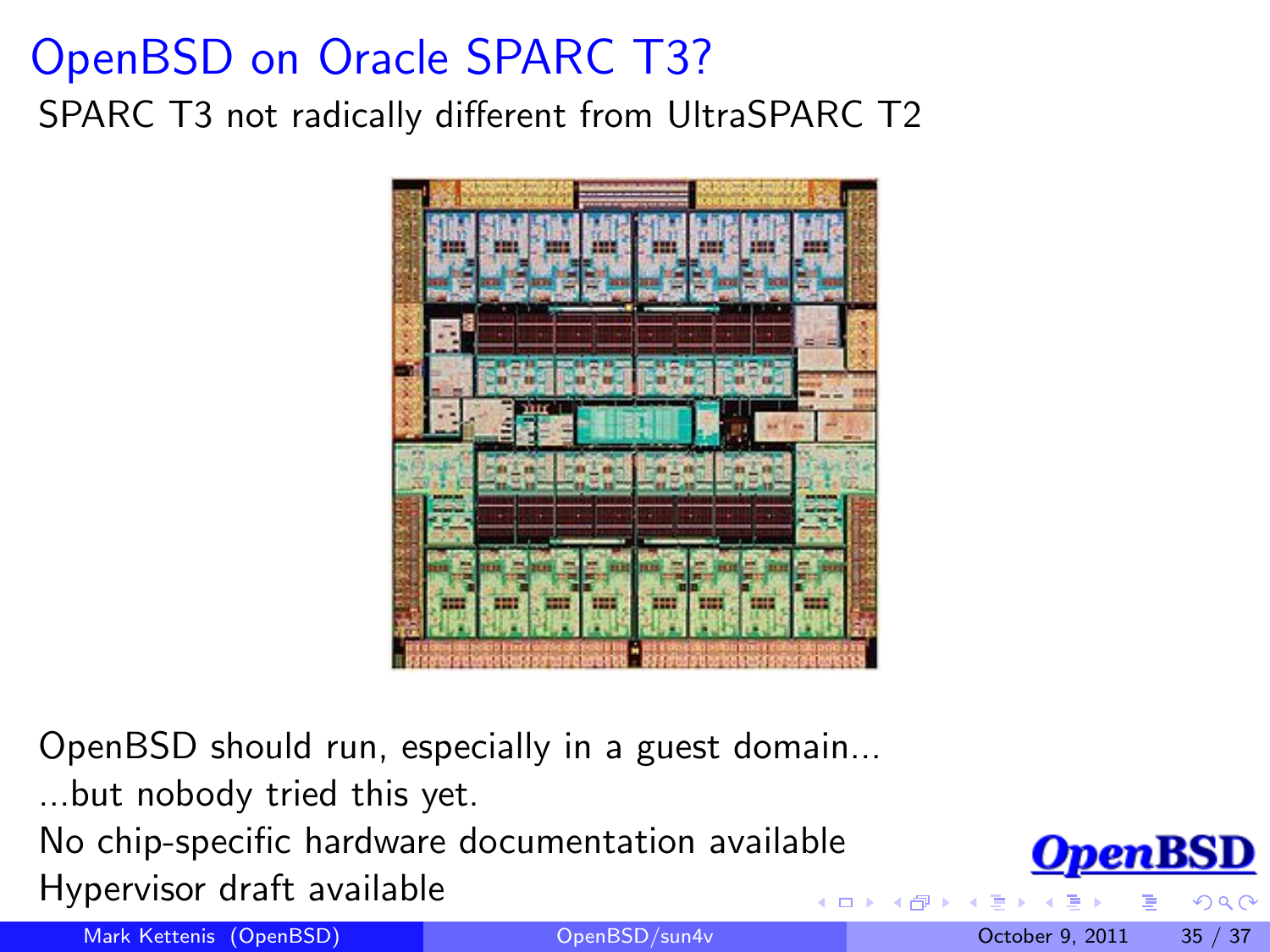# OpenBSD on Oracle SPARC T3?

SPARC T3 not radically different from UltraSPARC T2

OpenBSD should run, especially in a guest domain...

...but nobody tried this yet.

No chip-specific hardware documentation available

Hypervisor draft available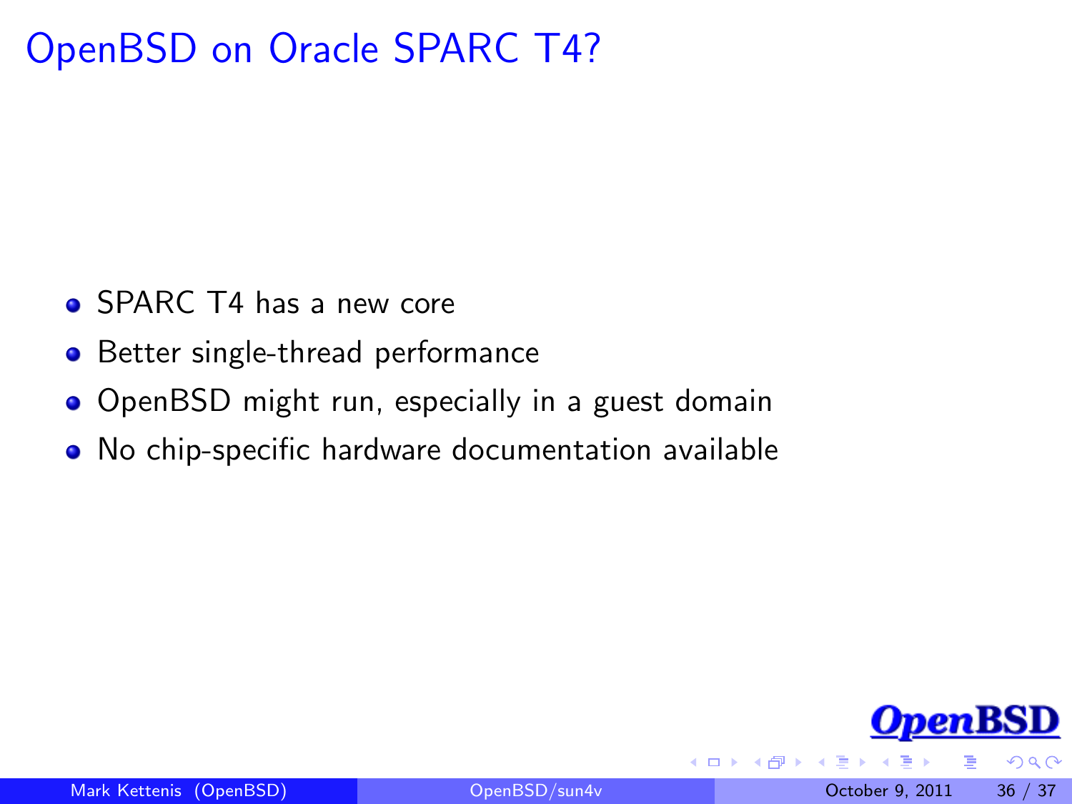# OpenBSD on Oracle SPARC T4?

- SPARC T4 has a new core
- Better single-thread performance
- OpenBSD might run, especially in a guest domain
- No chip-specific hardware documentation available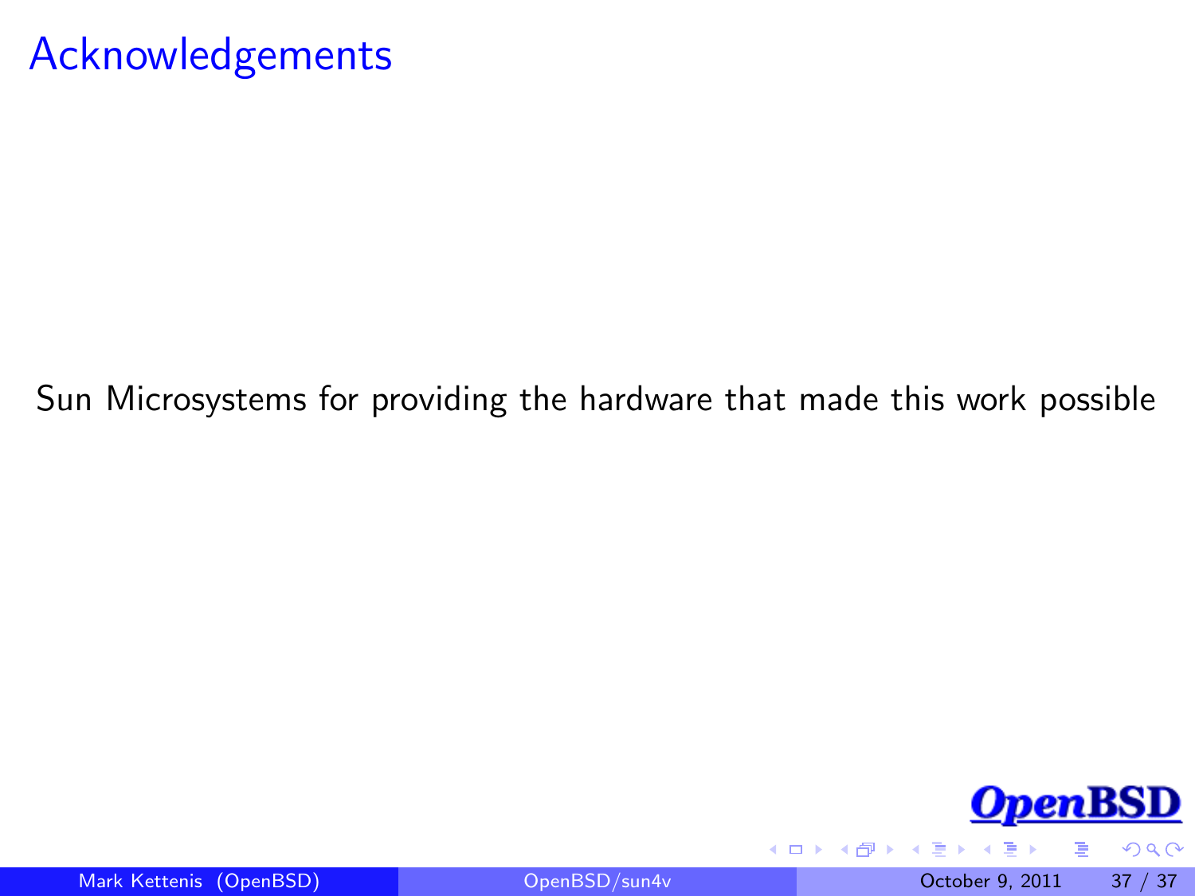# Acknowledgements

Sun Microsystems for providing the hardware that made this work possible